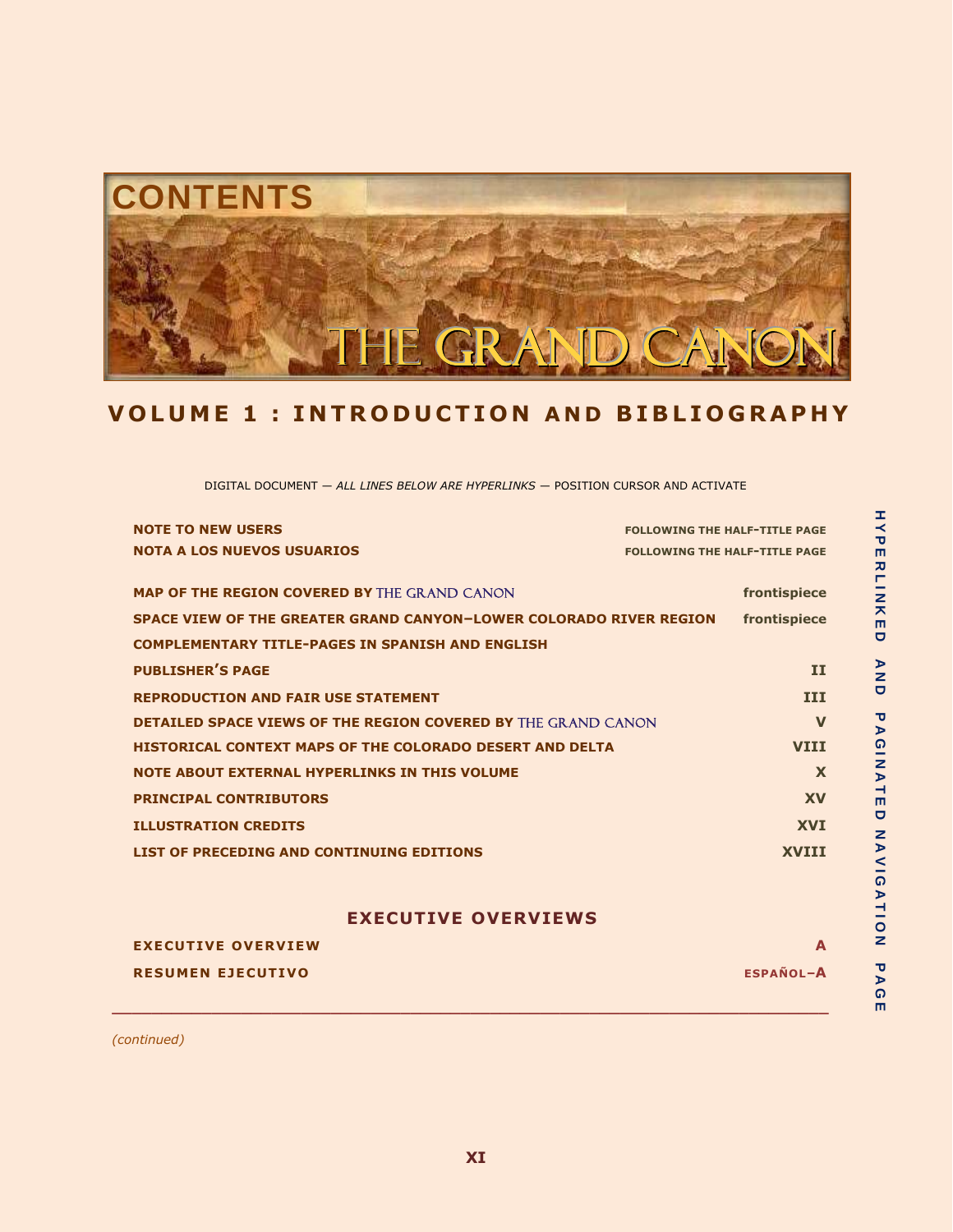# CONTENTS

# THE GRAND CANON

## VOLUME 1 : INTRODUCTION AND BIBLIOGRAPHY

DIGITAL DOCUMENT — *ALL LINES BELOW ARE HYPERLINKS* — POSITION CURSOR AND ACTIVATE

HYPERLINKED AND PAGINATED NAVIGATION PAGE

| | |
|---|---|
| **NOTE TO NEW USERS** | **FOLLOWING THE HALF-TITLE PAGE** |
| **NOTA A LOS NUEVOS USUARIOS** | **FOLLOWING THE HALF-TITLE PAGE** |
| **MAP OF THE REGION COVERED BY** THE GRAND CANON | **frontispiece** |
| **SPACE VIEW OF THE GREATER GRAND CANYON–LOWER COLORADO RIVER REGION** | **frontispiece** |
| **COMPLEMENTARY TITLE-PAGES IN SPANISH AND ENGLISH** | |
| **PUBLISHER'S PAGE** | **II** |
| **REPRODUCTION AND FAIR USE STATEMENT** | **III** |
| **DETAILED SPACE VIEWS OF THE REGION COVERED BY** THE GRAND CANON | **V** |
| **HISTORICAL CONTEXT MAPS OF THE COLORADO DESERT AND DELTA** | **VIII** |
| **NOTE ABOUT EXTERNAL HYPERLINKS IN THIS VOLUME** | **X** |
| **PRINCIPAL CONTRIBUTORS** | **XV** |
| **ILLUSTRATION CREDITS** | **XVI** |
| **LIST OF PRECEDING AND CONTINUING EDITIONS** | **XVIII** |

### EXECUTIVE OVERVIEWS

| | |
|---|---|
| **EXECUTIVE OVERVIEW** | **A** |
| **RESUMEN EJECUTIVO** | **ESPAÑOL–A** |

*(continued)*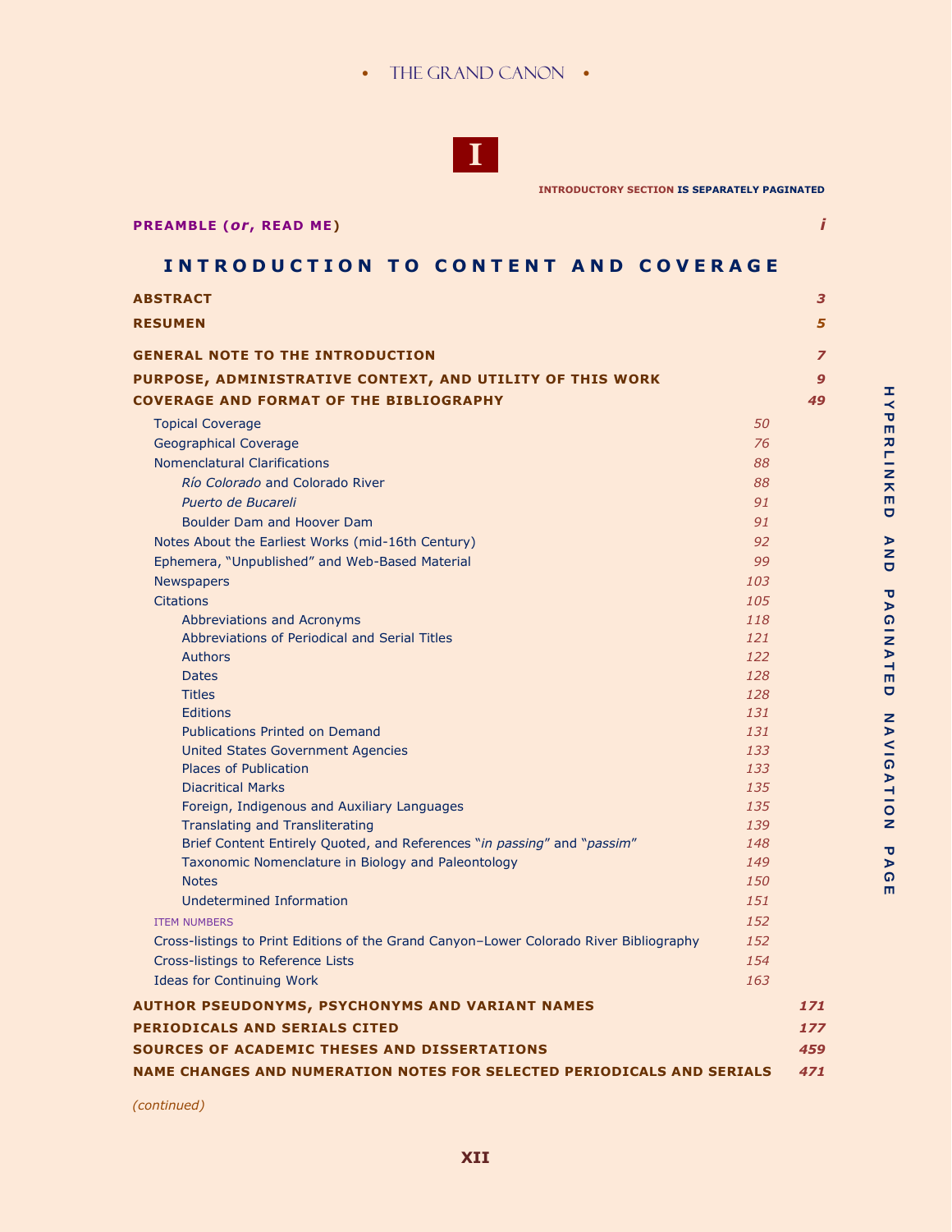**I**

INTRODUCTORY SECTION IS SEPARATELY PAGINATED

**PREAMBLE (*or*, READ ME)** *i*

## INTRODUCTION TO CONTENT AND COVERAGE

**ABSTRACT** *3*

**RESUMEN** *5*

**GENERAL NOTE TO THE INTRODUCTION** *7*

**PURPOSE, ADMINISTRATIVE CONTEXT, AND UTILITY OF THIS WORK** *9*

**COVERAGE AND FORMAT OF THE BIBLIOGRAPHY** *49*

- Topical Coverage *50*
- Geographical Coverage *76*
- Nomenclatural Clarifications *88*
    - *Río Colorado* and Colorado River *88*
    - *Puerto de Bucareli* *91*
    - Boulder Dam and Hoover Dam *91*
- Notes About the Earliest Works (mid-16th Century) *92*
- Ephemera, "Unpublished" and Web-Based Material *99*
- Newspapers *103*
- Citations *105*
    - Abbreviations and Acronyms *118*
    - Abbreviations of Periodical and Serial Titles *121*
    - Authors *122*
    - Dates *128*
    - Titles *128*
    - Editions *131*
    - Publications Printed on Demand *131*
    - United States Government Agencies *133*
    - Places of Publication *133*
    - Diacritical Marks *135*
    - Foreign, Indigenous and Auxiliary Languages *135*
    - Translating and Transliterating *139*
    - Brief Content Entirely Quoted, and References "*in passing*" and "*passim*" *148*
    - Taxonomic Nomenclature in Biology and Paleontology *149*
    - Notes *150*
    - Undetermined Information *151*
- ITEM NUMBERS *152*
- Cross-listings to Print Editions of the Grand Canyon–Lower Colorado River Bibliography *152*
- Cross-listings to Reference Lists *154*
- Ideas for Continuing Work *163*

**AUTHOR PSEUDONYMS, PSYCHONYMS AND VARIANT NAMES** *171*

**PERIODICALS AND SERIALS CITED** *177*

**SOURCES OF ACADEMIC THESES AND DISSERTATIONS** *459*

**NAME CHANGES AND NUMERATION NOTES FOR SELECTED PERIODICALS AND SERIALS** *471*

*(continued)*

HYPERLINKED AND PAGINATED NAVIGATION PAGE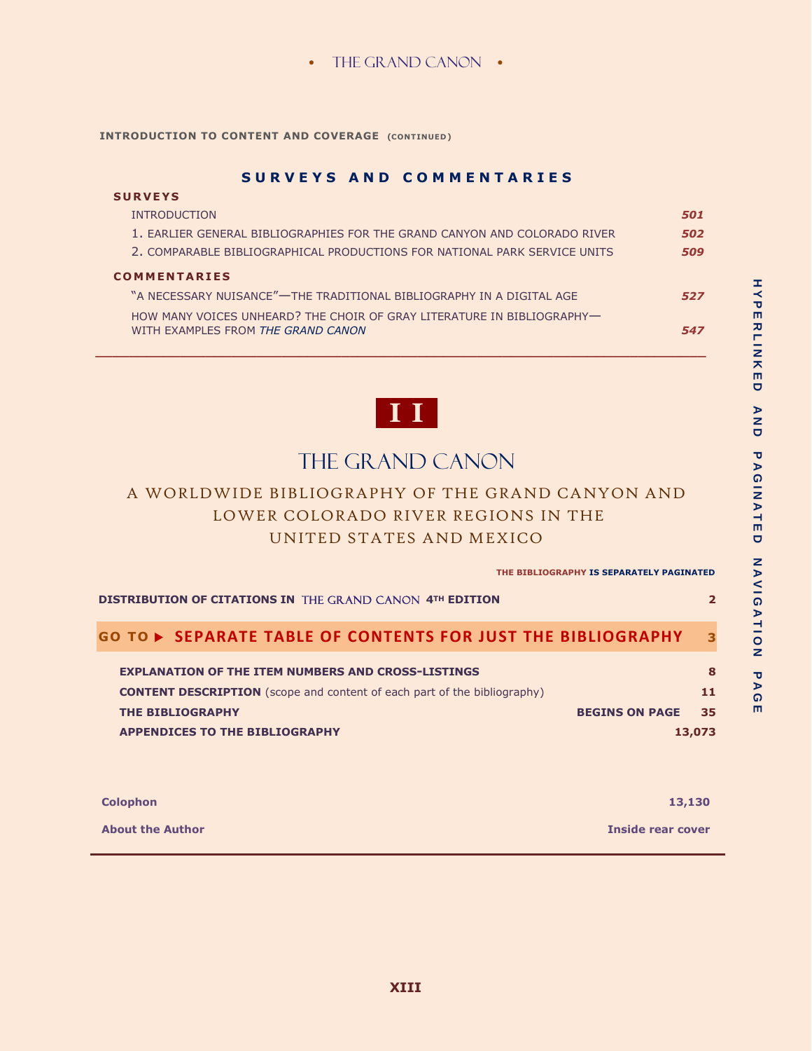**INTRODUCTION TO CONTENT AND COVERAGE** (CONTINUED)

## SURVEYS AND COMMENTARIES

### SURVEYS

| | |
|---|---|
| INTRODUCTION | 501 |
| 1. EARLIER GENERAL BIBLIOGRAPHIES FOR THE GRAND CANYON AND COLORADO RIVER | 502 |
| 2. COMPARABLE BIBLIOGRAPHICAL PRODUCTIONS FOR NATIONAL PARK SERVICE UNITS | 509 |

### COMMENTARIES

| | |
|---|---|
| "A NECESSARY NUISANCE"—THE TRADITIONAL BIBLIOGRAPHY IN A DIGITAL AGE | 527 |
| HOW MANY VOICES UNHEARD? THE CHOIR OF GRAY LITERATURE IN BIBLIOGRAPHY—WITH EXAMPLES FROM *THE GRAND CANON* | 547 |

---

# II

# THE GRAND CANON

## A WORLDWIDE BIBLIOGRAPHY OF THE GRAND CANYON AND LOWER COLORADO RIVER REGIONS IN THE UNITED STATES AND MEXICO

**THE BIBLIOGRAPHY IS SEPARATELY PAGINATED**

| | |
|---|---|
| **DISTRIBUTION OF CITATIONS IN THE GRAND CANON 4TH EDITION** | **2** |
| **GO TO ▶ SEPARATE TABLE OF CONTENTS FOR JUST THE BIBLIOGRAPHY** | **3** |
| **EXPLANATION OF THE ITEM NUMBERS AND CROSS-LISTINGS** | **8** |
| **CONTENT DESCRIPTION** (scope and content of each part of the bibliography) | **11** |
| **THE BIBLIOGRAPHY** | **BEGINS ON PAGE 35** |
| **APPENDICES TO THE BIBLIOGRAPHY** | **13,073** |

| | |
|---|---|
| **Colophon** | **13,130** |
| **About the Author** | **Inside rear cover** |

HYPERLINKED AND PAGINATED NAVIGATION PAGE